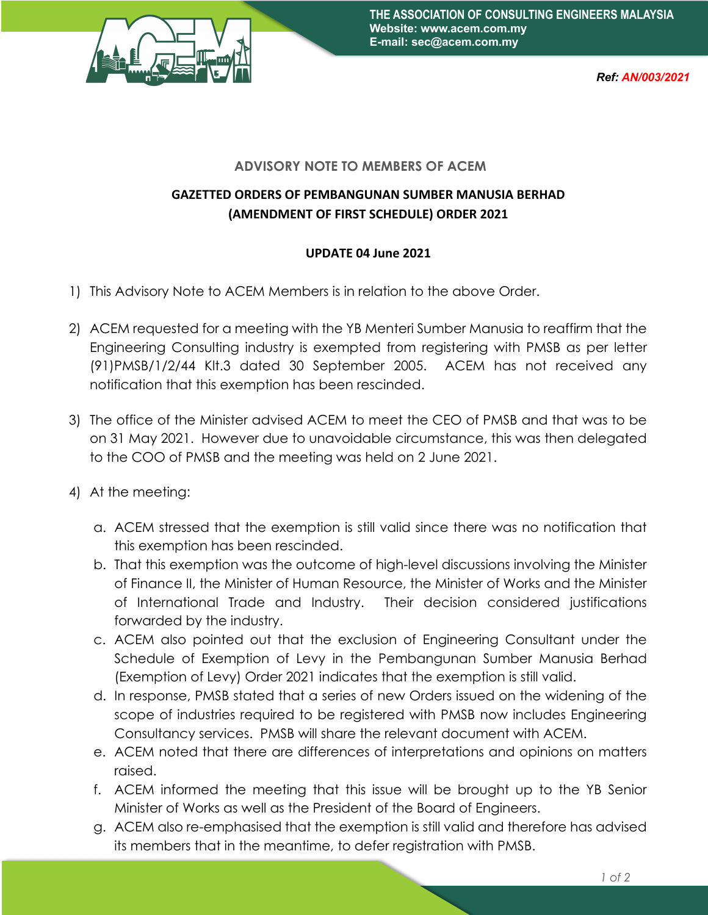THE ASSOCIATION OF CONSULTING ENGINEERS MALAYSIA
Website: www.acem.com.my
E-mail: sec@acem.com.my

*Ref: AN/003/2021*

## ADVISORY NOTE TO MEMBERS OF ACEM

### GAZETTED ORDERS OF PEMBANGUNAN SUMBER MANUSIA BERHAD (AMENDMENT OF FIRST SCHEDULE) ORDER 2021

**UPDATE 04 June 2021**

1) This Advisory Note to ACEM Members is in relation to the above Order.

2) ACEM requested for a meeting with the YB Menteri Sumber Manusia to reaffirm that the Engineering Consulting industry is exempted from registering with PMSB as per letter (91)PMSB/1/2/44 Klt.3 dated 30 September 2005. ACEM has not received any notification that this exemption has been rescinded.

3) The office of the Minister advised ACEM to meet the CEO of PMSB and that was to be on 31 May 2021. However due to unavoidable circumstance, this was then delegated to the COO of PMSB and the meeting was held on 2 June 2021.

4) At the meeting:

   a. ACEM stressed that the exemption is still valid since there was no notification that this exemption has been rescinded.
   b. That this exemption was the outcome of high-level discussions involving the Minister of Finance II, the Minister of Human Resource, the Minister of Works and the Minister of International Trade and Industry. Their decision considered justifications forwarded by the industry.
   c. ACEM also pointed out that the exclusion of Engineering Consultant under the Schedule of Exemption of Levy in the Pembangunan Sumber Manusia Berhad (Exemption of Levy) Order 2021 indicates that the exemption is still valid.
   d. In response, PMSB stated that a series of new Orders issued on the widening of the scope of industries required to be registered with PMSB now includes Engineering Consultancy services. PMSB will share the relevant document with ACEM.
   e. ACEM noted that there are differences of interpretations and opinions on matters raised.
   f. ACEM informed the meeting that this issue will be brought up to the YB Senior Minister of Works as well as the President of the Board of Engineers.
   g. ACEM also re-emphasised that the exemption is still valid and therefore has advised its members that in the meantime, to defer registration with PMSB.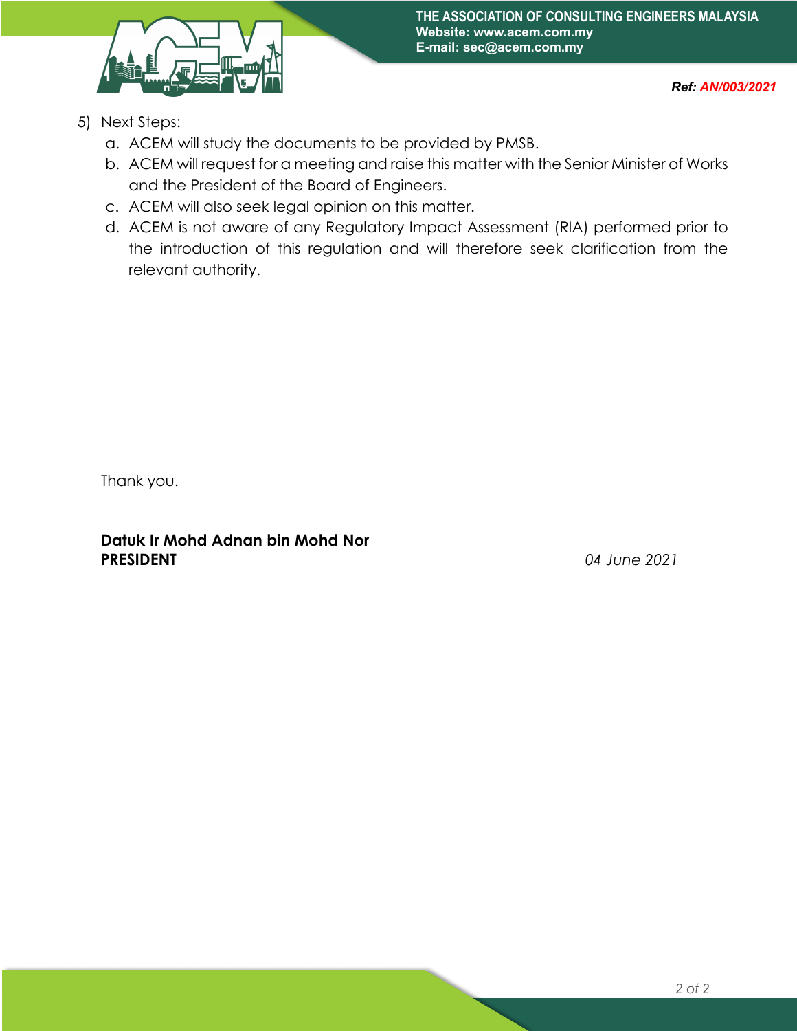5) Next Steps:
   a. ACEM will study the documents to be provided by PMSB.
   b. ACEM will request for a meeting and raise this matter with the Senior Minister of Works and the President of the Board of Engineers.
   c. ACEM will also seek legal opinion on this matter.
   d. ACEM is not aware of any Regulatory Impact Assessment (RIA) performed prior to the introduction of this regulation and will therefore seek clarification from the relevant authority.

Thank you.

**Datuk Ir Mohd Adnan bin Mohd Nor**
**PRESIDENT**

*04 June 2021*